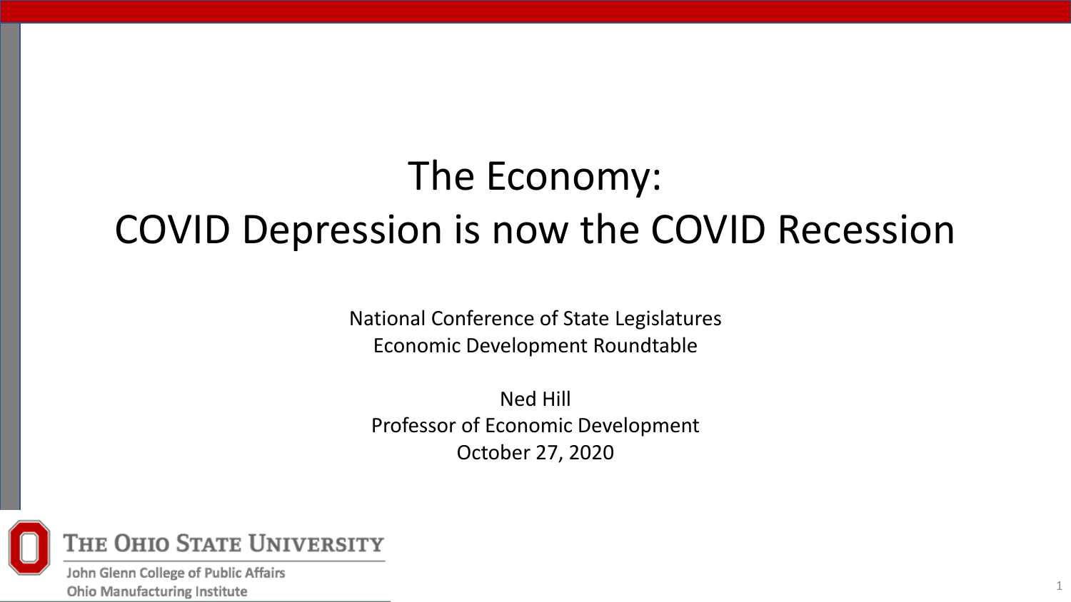# The Economy:
# COVID Depression is now the COVID Recession

National Conference of State Legislatures
Economic Development Roundtable

Ned Hill
Professor of Economic Development
October 27, 2020

The Ohio State University
John Glenn College of Public Affairs
Ohio Manufacturing Institute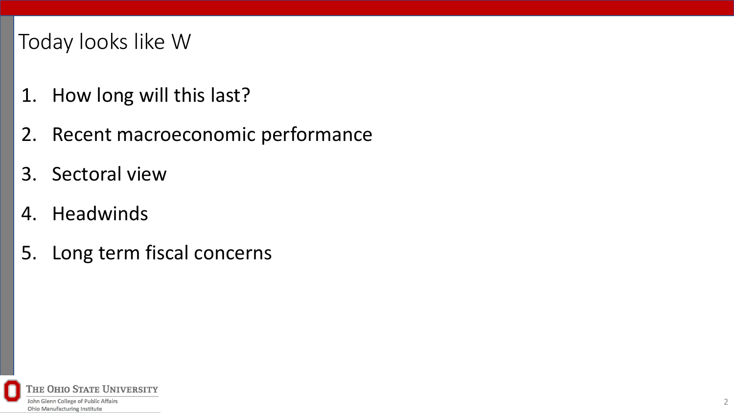# Today looks like W

1. How long will this last?
2. Recent macroeconomic performance
3. Sectoral view
4. Headwinds
5. Long term fiscal concerns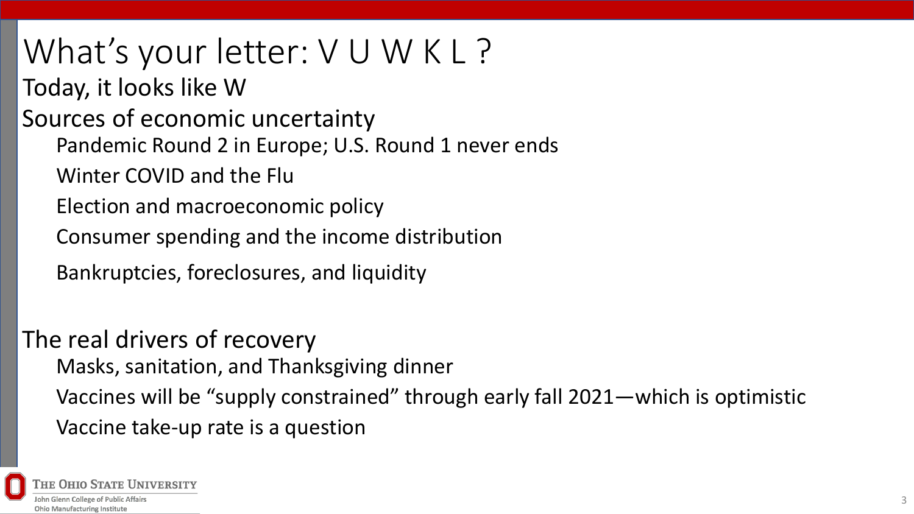# What's your letter: V U W K L ?

Today, it looks like W

Sources of economic uncertainty

- Pandemic Round 2 in Europe; U.S. Round 1 never ends
- Winter COVID and the Flu
- Election and macroeconomic policy
- Consumer spending and the income distribution
- Bankruptcies, foreclosures, and liquidity

The real drivers of recovery

- Masks, sanitation, and Thanksgiving dinner
- Vaccines will be "supply constrained" through early fall 2021—which is optimistic
- Vaccine take-up rate is a question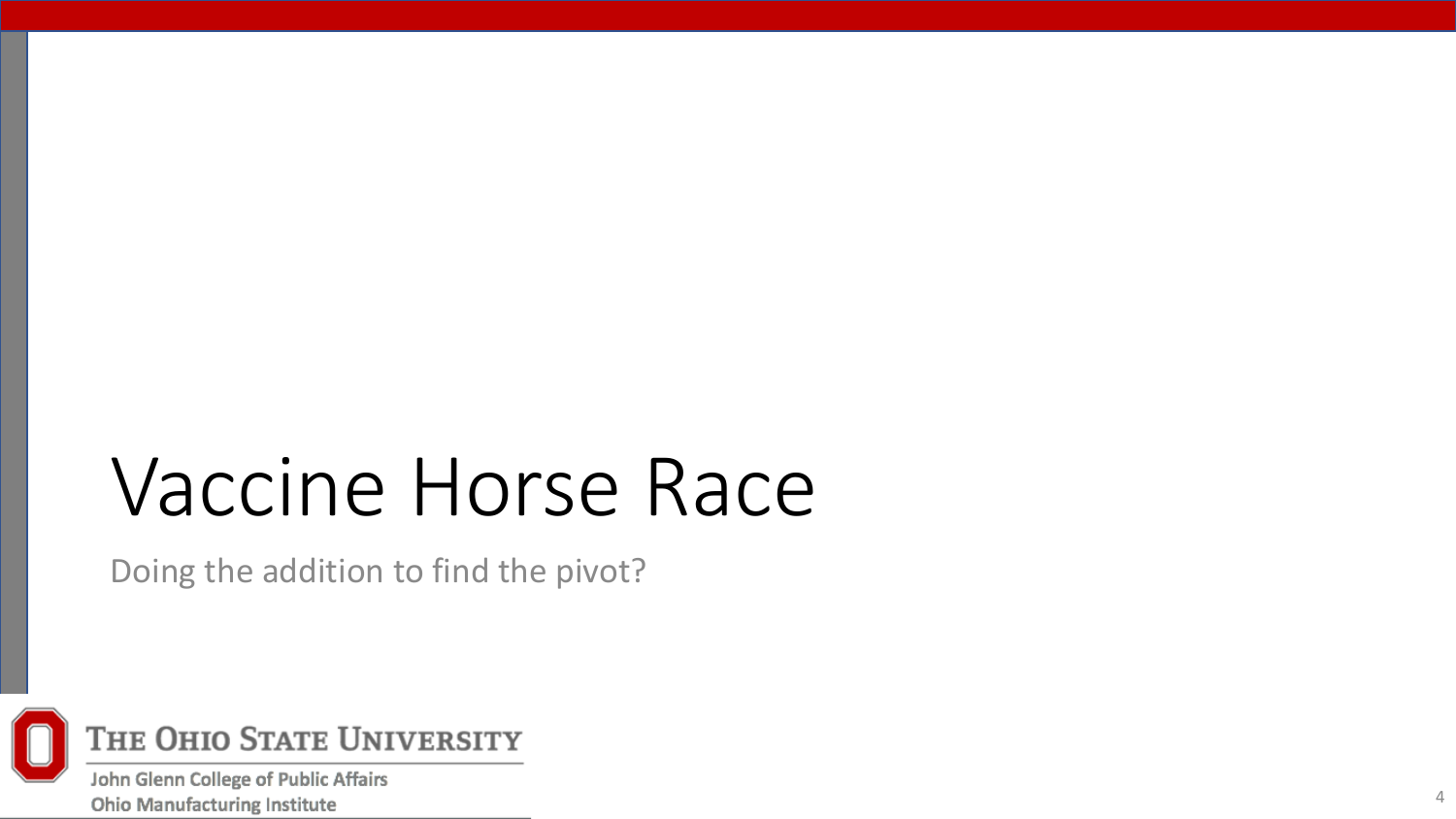# Vaccine Horse Race

Doing the addition to find the pivot?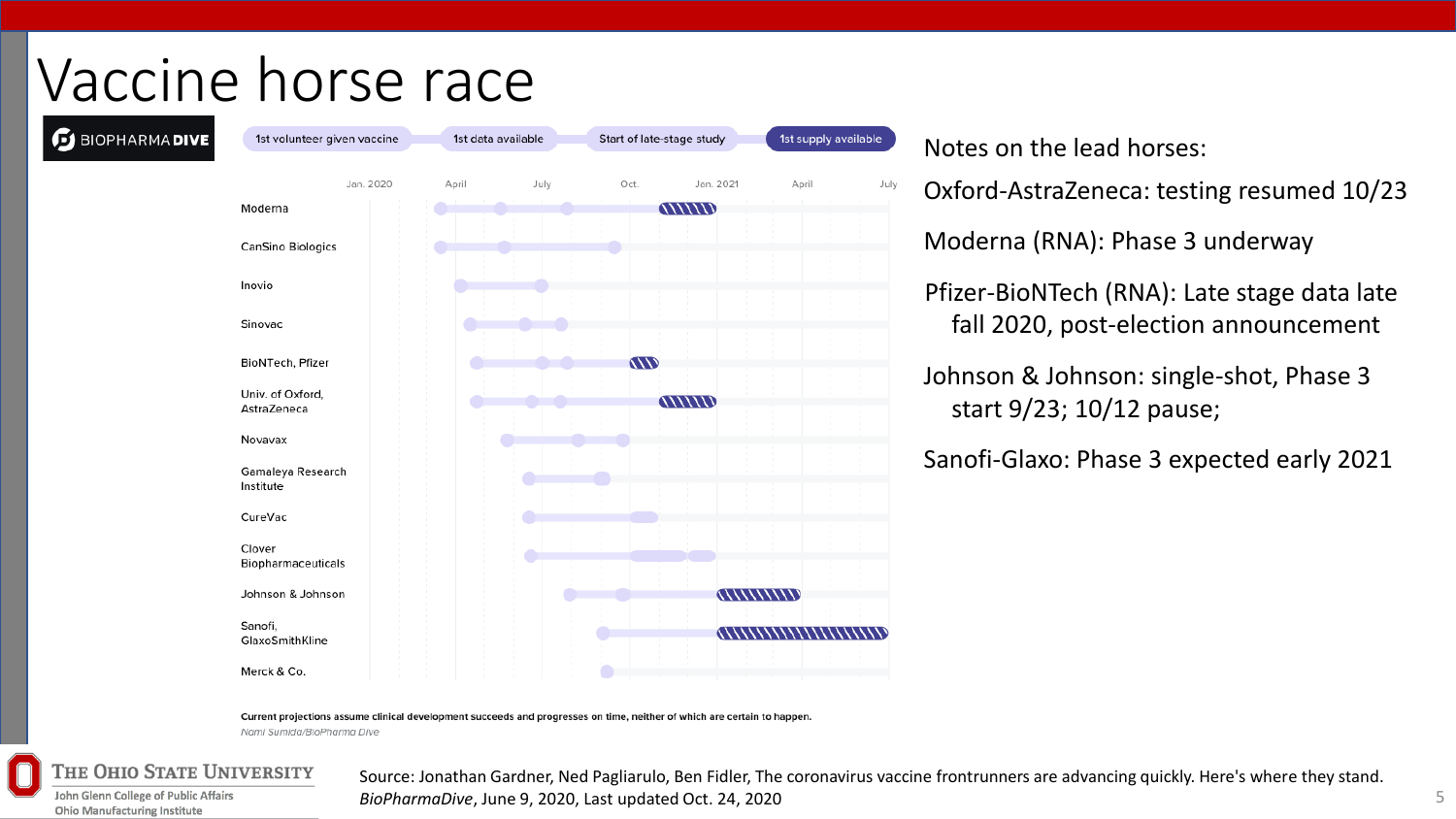# Vaccine horse race

BIOPHARMA DIVE

1st volunteer given vaccine | 1st data available | Start of late-stage study | 1st supply available

Jan. 2020 | April | July | Oct. | Jan. 2021 | April | July

- Moderna
- CanSino Biologics
- Inovio
- Sinovac
- BioNTech, Pfizer
- Univ. of Oxford, AstraZeneca
- Novavax
- Gamaleya Research Institute
- CureVac
- Clover Biopharmaceuticals
- Johnson & Johnson
- Sanofi, GlaxoSmithKline
- Merck & Co.

**Current projections assume clinical development succeeds and progresses on time, neither of which are certain to happen.**

*Nami Sumida/BioPharma Dive*

Notes on the lead horses:

Oxford-AstraZeneca: testing resumed 10/23

Moderna (RNA): Phase 3 underway

Pfizer-BioNTech (RNA): Late stage data late fall 2020, post-election announcement

Johnson & Johnson: single-shot, Phase 3 start 9/23; 10/12 pause;

Sanofi-Glaxo: Phase 3 expected early 2021

Source: Jonathan Gardner, Ned Pagliarulo, Ben Fidler, The coronavirus vaccine frontrunners are advancing quickly. Here's where they stand. *BioPharmaDive*, June 9, 2020, Last updated Oct. 24, 2020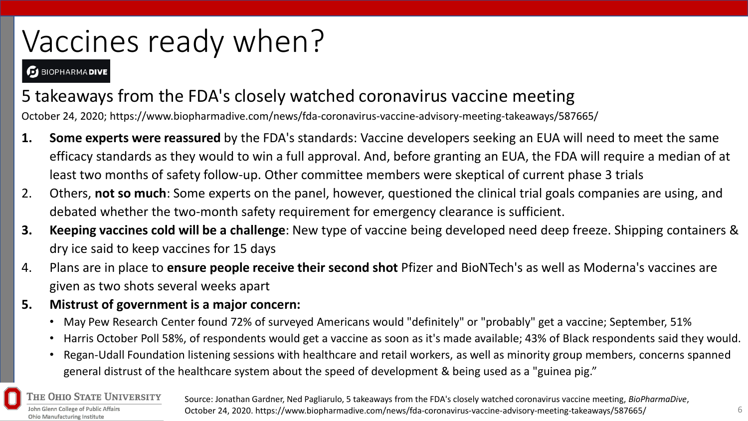# Vaccines ready when?

BIOPHARMA DIVE

## 5 takeaways from the FDA's closely watched coronavirus vaccine meeting

October 24, 2020; https://www.biopharmadive.com/news/fda-coronavirus-vaccine-advisory-meeting-takeaways/587665/

1. **Some experts were reassured** by the FDA's standards: Vaccine developers seeking an EUA will need to meet the same efficacy standards as they would to win a full approval. And, before granting an EUA, the FDA will require a median of at least two months of safety follow-up. Other committee members were skeptical of current phase 3 trials
2. Others, **not so much**: Some experts on the panel, however, questioned the clinical trial goals companies are using, and debated whether the two-month safety requirement for emergency clearance is sufficient.
3. **Keeping vaccines cold will be a challenge**: New type of vaccine being developed need deep freeze. Shipping containers & dry ice said to keep vaccines for 15 days
4. Plans are in place to **ensure people receive their second shot** Pfizer and BioNTech's as well as Moderna's vaccines are given as two shots several weeks apart
5. **Mistrust of government is a major concern:**
   - May Pew Research Center found 72% of surveyed Americans would "definitely" or "probably" get a vaccine; September, 51%
   - Harris October Poll 58%, of respondents would get a vaccine as soon as it's made available; 43% of Black respondents said they would.
   - Regan-Udall Foundation listening sessions with healthcare and retail workers, as well as minority group members, concerns spanned general distrust of the healthcare system about the speed of development & being used as a "guinea pig."

The Ohio State University
John Glenn College of Public Affairs
Ohio Manufacturing Institute

Source: Jonathan Gardner, Ned Pagliarulo, 5 takeaways from the FDA's closely watched coronavirus vaccine meeting, *BioPharmaDive*, October 24, 2020. https://www.biopharmadive.com/news/fda-coronavirus-vaccine-advisory-meeting-takeaways/587665/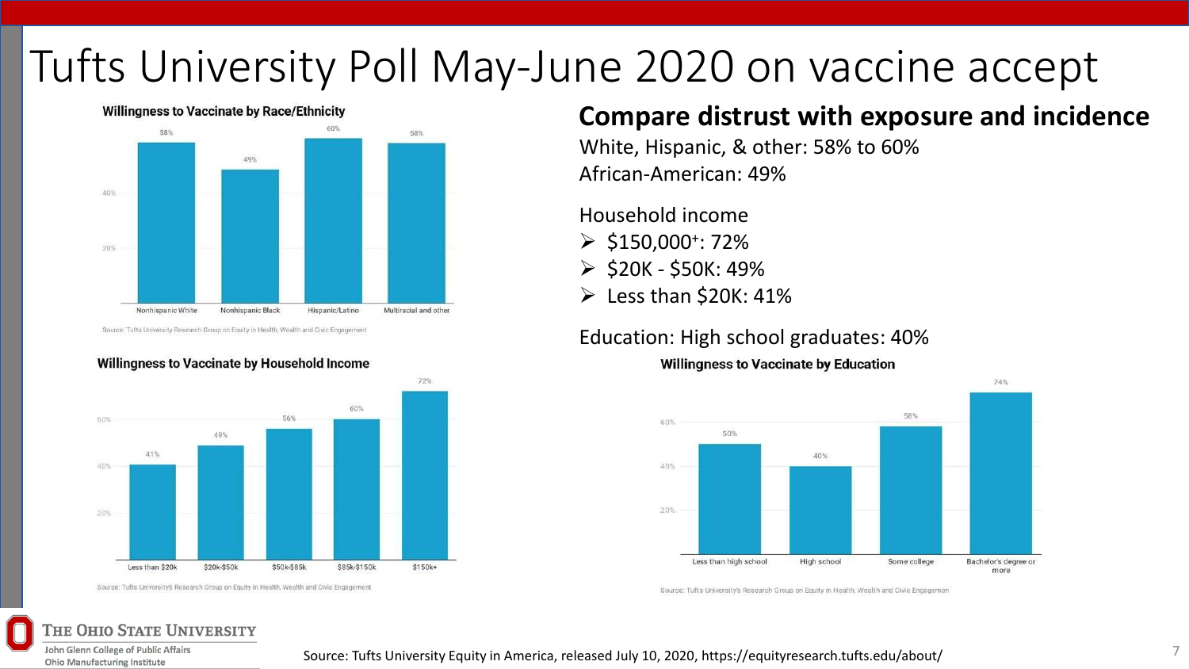# Tufts University Poll May-June 2020 on vaccine accept

**Willingness to Vaccinate by Race/Ethnicity**

| Nonhispanic White | Nonhispanic Black | Hispanic/Latino | Multiracial and other |
|---|---|---|---|
| 58% | 49% | 60% | 58% |

Source: Tufts University Research Group on Equity in Health, Wealth and Civic Engagement

**Willingness to Vaccinate by Household Income**

| Less than $20k | $20k-$50k | $50k-$85k | $85k-$150k | $150k+ |
|---|---|---|---|---|
| 41% | 49% | 56% | 60% | 72% |

Source: Tufts University's Research Group on Equity in Health, Wealth and Civic Engagement

## Compare distrust with exposure and incidence

White, Hispanic, & other: 58% to 60%

African-American: 49%

Household income

- $150,000+: 72%
- $20K - $50K: 49%
- Less than $20K: 41%

Education: High school graduates: 40%

**Willingness to Vaccinate by Education**

| Less than high school | High school | Some college | Bachelor's degree or more |
|---|---|---|---|
| 50% | 40% | 58% | 74% |

Source: Tufts University's Research Group on Equity in Health, Wealth and Civic Engagement

Source: Tufts University Equity in America, released July 10, 2020, https://equityresearch.tufts.edu/about/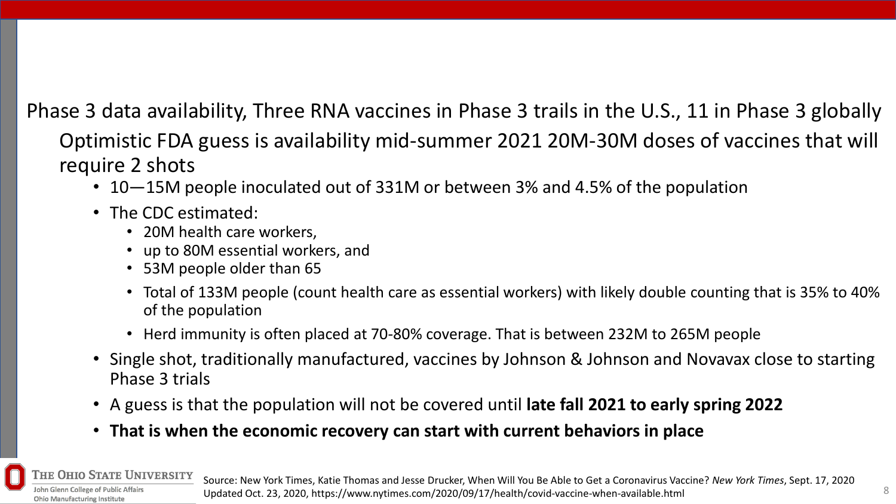Phase 3 data availability, Three RNA vaccines in Phase 3 trails in the U.S., 11 in Phase 3 globally

Optimistic FDA guess is availability mid-summer 2021 20M-30M doses of vaccines that will require 2 shots

- 10—15M people inoculated out of 331M or between 3% and 4.5% of the population
- The CDC estimated:
  - 20M health care workers,
  - up to 80M essential workers, and
  - 53M people older than 65
  - Total of 133M people (count health care as essential workers) with likely double counting that is 35% to 40% of the population
  - Herd immunity is often placed at 70-80% coverage. That is between 232M to 265M people
- Single shot, traditionally manufactured, vaccines by Johnson & Johnson and Novavax close to starting Phase 3 trials
- A guess is that the population will not be covered until **late fall 2021 to early spring 2022**
- **That is when the economic recovery can start with current behaviors in place**

Source: New York Times, Katie Thomas and Jesse Drucker, When Will You Be Able to Get a Coronavirus Vaccine? *New York Times*, Sept. 17, 2020 Updated Oct. 23, 2020, https://www.nytimes.com/2020/09/17/health/covid-vaccine-when-available.html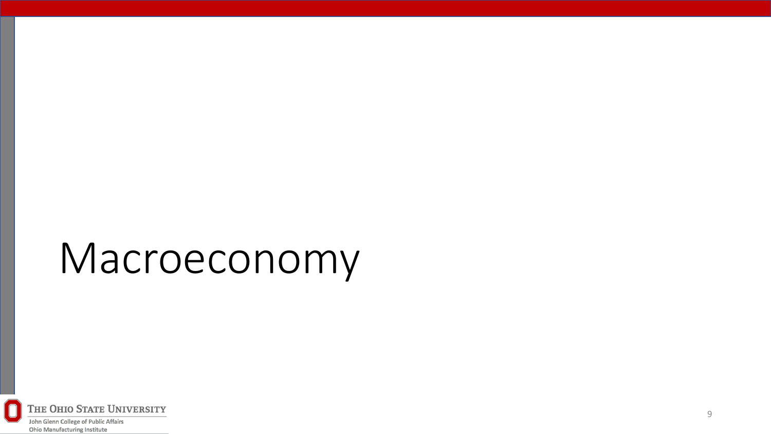# Macroeconomy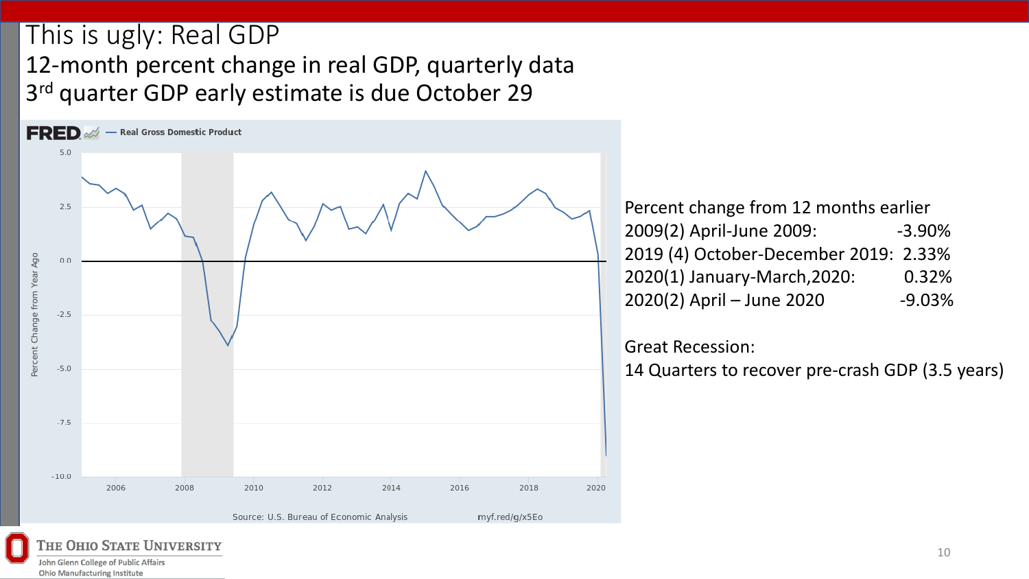# This is ugly: Real GDP

## 12-month percent change in real GDP, quarterly data

## 3rd quarter GDP early estimate is due October 29

FRED — Real Gross Domestic Product

Source: U.S. Bureau of Economic Analysis myf.red/g/x5Eo

Percent change from 12 months earlier

| Period | Percent change |
| --- | --- |
| 2009(2) April-June 2009: | -3.90% |
| 2019 (4) October-December 2019: | 2.33% |
| 2020(1) January-March,2020: | 0.32% |
| 2020(2) April – June 2020 | -9.03% |

Great Recession:

14 Quarters to recover pre-crash GDP (3.5 years)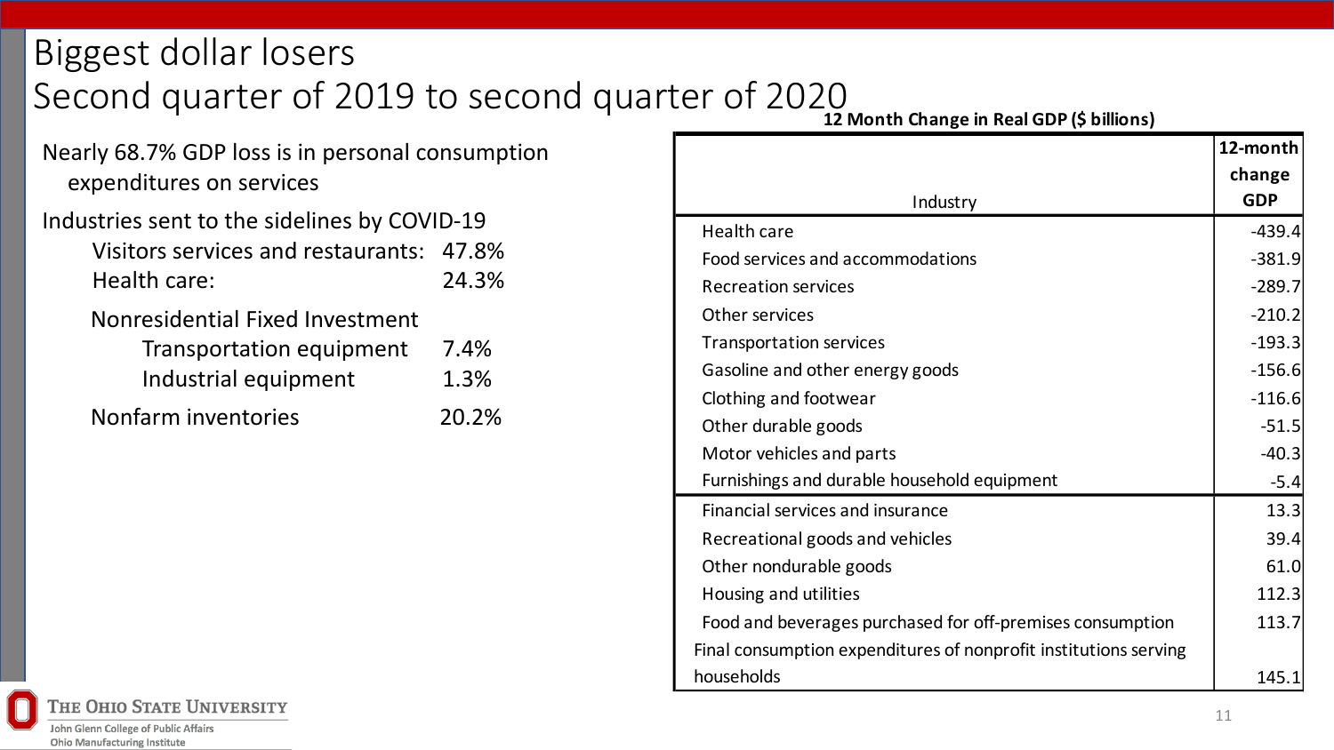# Biggest dollar losers
# Second quarter of 2019 to second quarter of 2020

Nearly 68.7% GDP loss is in personal consumption expenditures on services

Industries sent to the sidelines by COVID-19

- Visitors services and restaurants: 47.8%
- Health care: 24.3%

Nonresidential Fixed Investment

- Transportation equipment 7.4%
- Industrial equipment 1.3%

Nonfarm inventories 20.2%

**12 Month Change in Real GDP ($ billions)**

| Industry | 12-month change GDP |
|---|---|
| Health care | -439.4 |
| Food services and accommodations | -381.9 |
| Recreation services | -289.7 |
| Other services | -210.2 |
| Transportation services | -193.3 |
| Gasoline and other energy goods | -156.6 |
| Clothing and footwear | -116.6 |
| Other durable goods | -51.5 |
| Motor vehicles and parts | -40.3 |
| Furnishings and durable household equipment | -5.4 |
| Financial services and insurance | 13.3 |
| Recreational goods and vehicles | 39.4 |
| Other nondurable goods | 61.0 |
| Housing and utilities | 112.3 |
| Food and beverages purchased for off-premises consumption | 113.7 |
| Final consumption expenditures of nonprofit institutions serving households | 145.1 |

The Ohio State University
John Glenn College of Public Affairs
Ohio Manufacturing Institute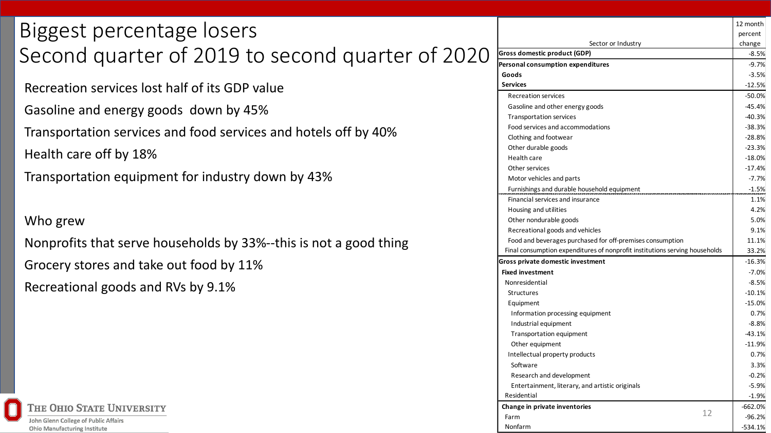# Biggest percentage losers
# Second quarter of 2019 to second quarter of 2020

Recreation services lost half of its GDP value

Gasoline and energy goods down by 45%

Transportation services and food services and hotels off by 40%

Health care off by 18%

Transportation equipment for industry down by 43%

Who grew

Nonprofits that serve households by 33%--this is not a good thing

Grocery stores and take out food by 11%

Recreational goods and RVs by 9.1%

| Sector or Industry | 12 month percent change |
|---|---|
| **Gross domestic product (GDP)** | -8.5% |
| **Personal consumption expenditures** | -9.7% |
| **Goods** | -3.5% |
| **Services** | -12.5% |
| Recreation services | -50.0% |
| Gasoline and other energy goods | -45.4% |
| Transportation services | -40.3% |
| Food services and accommodations | -38.3% |
| Clothing and footwear | -28.8% |
| Other durable goods | -23.3% |
| Health care | -18.0% |
| Other services | -17.4% |
| Motor vehicles and parts | -7.7% |
| Furnishings and durable household equipment | -1.5% |
| Financial services and insurance | 1.1% |
| Housing and utilities | 4.2% |
| Other nondurable goods | 5.0% |
| Recreational goods and vehicles | 9.1% |
| Food and beverages purchased for off-premises consumption | 11.1% |
| Final consumption expenditures of nonprofit institutions serving households | 33.2% |
| **Gross private domestic investment** | -16.3% |
| **Fixed investment** | -7.0% |
| Nonresidential | -8.5% |
| Structures | -10.1% |
| Equipment | -15.0% |
| Information processing equipment | 0.7% |
| Industrial equipment | -8.8% |
| Transportation equipment | -43.1% |
| Other equipment | -11.9% |
| Intellectual property products | 0.7% |
| Software | 3.3% |
| Research and development | -0.2% |
| Entertainment, literary, and artistic originals | -5.9% |
| Residential | -1.9% |
| **Change in private inventories** | -662.0% |
| Farm | -96.2% |
| Nonfarm | -534.1% |

The Ohio State University
John Glenn College of Public Affairs
Ohio Manufacturing Institute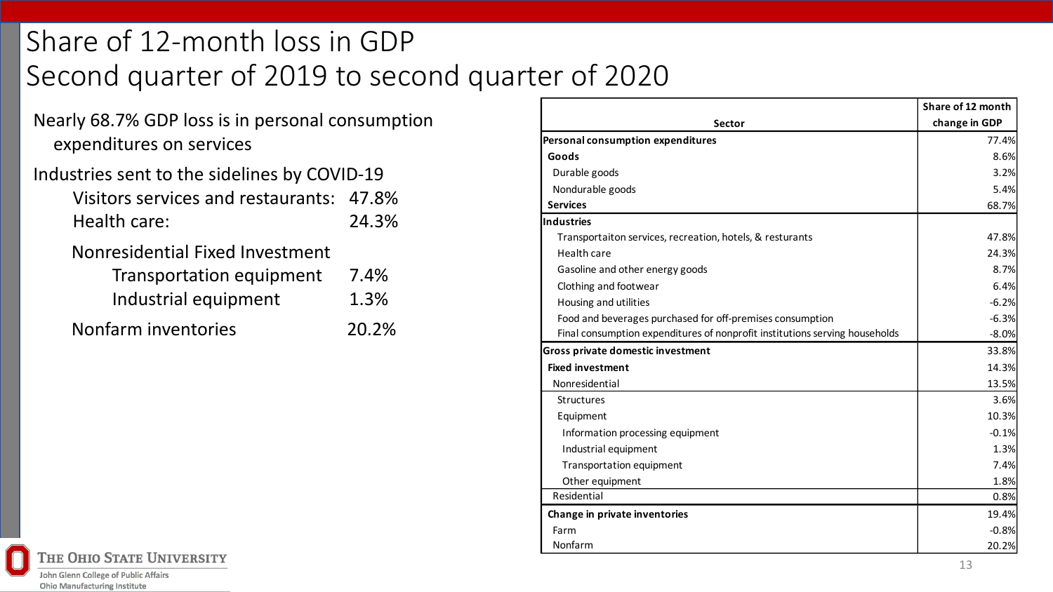# Share of 12-month loss in GDP
# Second quarter of 2019 to second quarter of 2020

Nearly 68.7% GDP loss is in personal consumption expenditures on services

Industries sent to the sidelines by COVID-19

- Visitors services and restaurants: 47.8%
- Health care: 24.3%

Nonresidential Fixed Investment

- Transportation equipment 7.4%
- Industrial equipment 1.3%

Nonfarm inventories 20.2%

| Sector | Share of 12 month change in GDP |
|---|---|
| **Personal consumption expenditures** | 77.4% |
| **Goods** | 8.6% |
| Durable goods | 3.2% |
| Nondurable goods | 5.4% |
| **Services** | 68.7% |
| **Industries** | |
| Transportaiton services, recreation, hotels, & resturants | 47.8% |
| Health care | 24.3% |
| Gasoline and other energy goods | 8.7% |
| Clothing and footwear | 6.4% |
| Housing and utilities | -6.2% |
| Food and beverages purchased for off-premises consumption | -6.3% |
| Final consumption expenditures of nonprofit institutions serving households | -8.0% |
| **Gross private domestic investment** | 33.8% |
| **Fixed investment** | 14.3% |
| Nonresidential | 13.5% |
| Structures | 3.6% |
| Equipment | 10.3% |
| Information processing equipment | -0.1% |
| Industrial equipment | 1.3% |
| Transportation equipment | 7.4% |
| Other equipment | 1.8% |
| Residential | 0.8% |
| **Change in private inventories** | 19.4% |
| Farm | -0.8% |
| Nonfarm | 20.2% |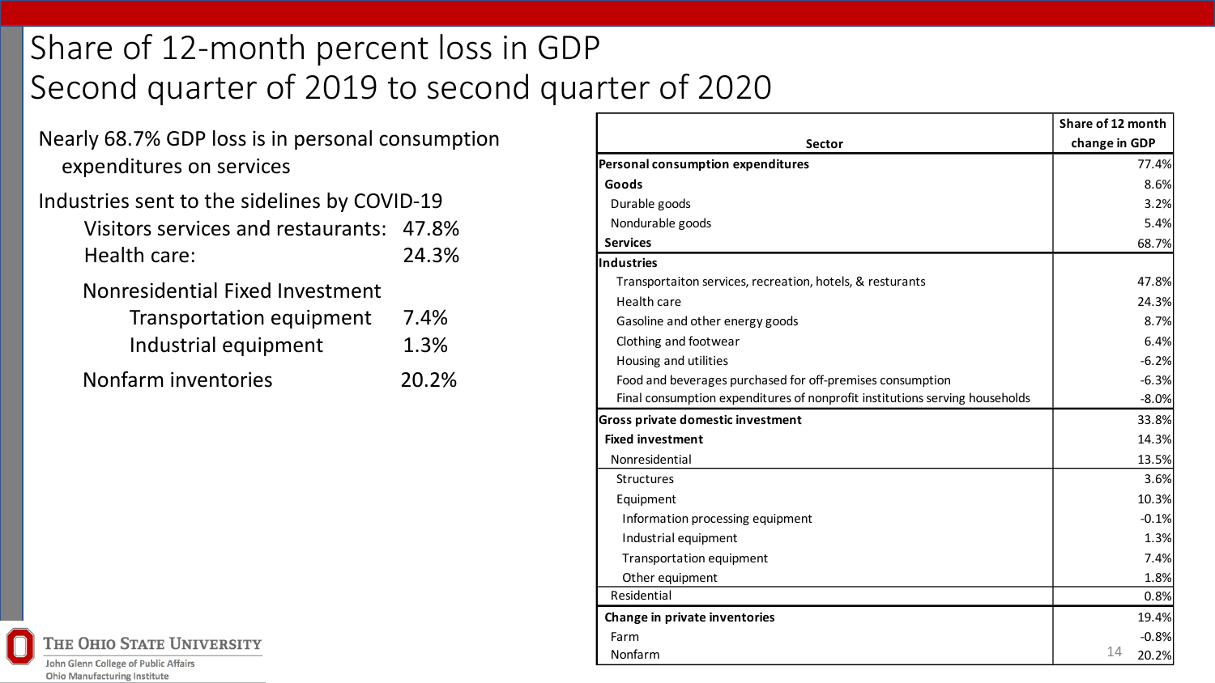# Share of 12-month percent loss in GDP
# Second quarter of 2019 to second quarter of 2020

Nearly 68.7% GDP loss is in personal consumption expenditures on services

Industries sent to the sidelines by COVID-19

- Visitors services and restaurants: 47.8%
- Health care: 24.3%

Nonresidential Fixed Investment

- Transportation equipment 7.4%
- Industrial equipment 1.3%

Nonfarm inventories 20.2%

| Sector | Share of 12 month change in GDP |
|---|---|
| **Personal consumption expenditures** | 77.4% |
| **Goods** | 8.6% |
| Durable goods | 3.2% |
| Nondurable goods | 5.4% |
| **Services** | 68.7% |
| **Industries** | |
| Transportaiton services, recreation, hotels, & resturants | 47.8% |
| Health care | 24.3% |
| Gasoline and other energy goods | 8.7% |
| Clothing and footwear | 6.4% |
| Housing and utilities | -6.2% |
| Food and beverages purchased for off-premises consumption | -6.3% |
| Final consumption expenditures of nonprofit institutions serving households | -8.0% |
| **Gross private domestic investment** | 33.8% |
| **Fixed investment** | 14.3% |
| Nonresidential | 13.5% |
| Structures | 3.6% |
| Equipment | 10.3% |
| Information processing equipment | -0.1% |
| Industrial equipment | 1.3% |
| Transportation equipment | 7.4% |
| Other equipment | 1.8% |
| Residential | 0.8% |
| **Change in private inventories** | 19.4% |
| Farm | -0.8% |
| Nonfarm | 20.2% |

The Ohio State University
John Glenn College of Public Affairs
Ohio Manufacturing Institute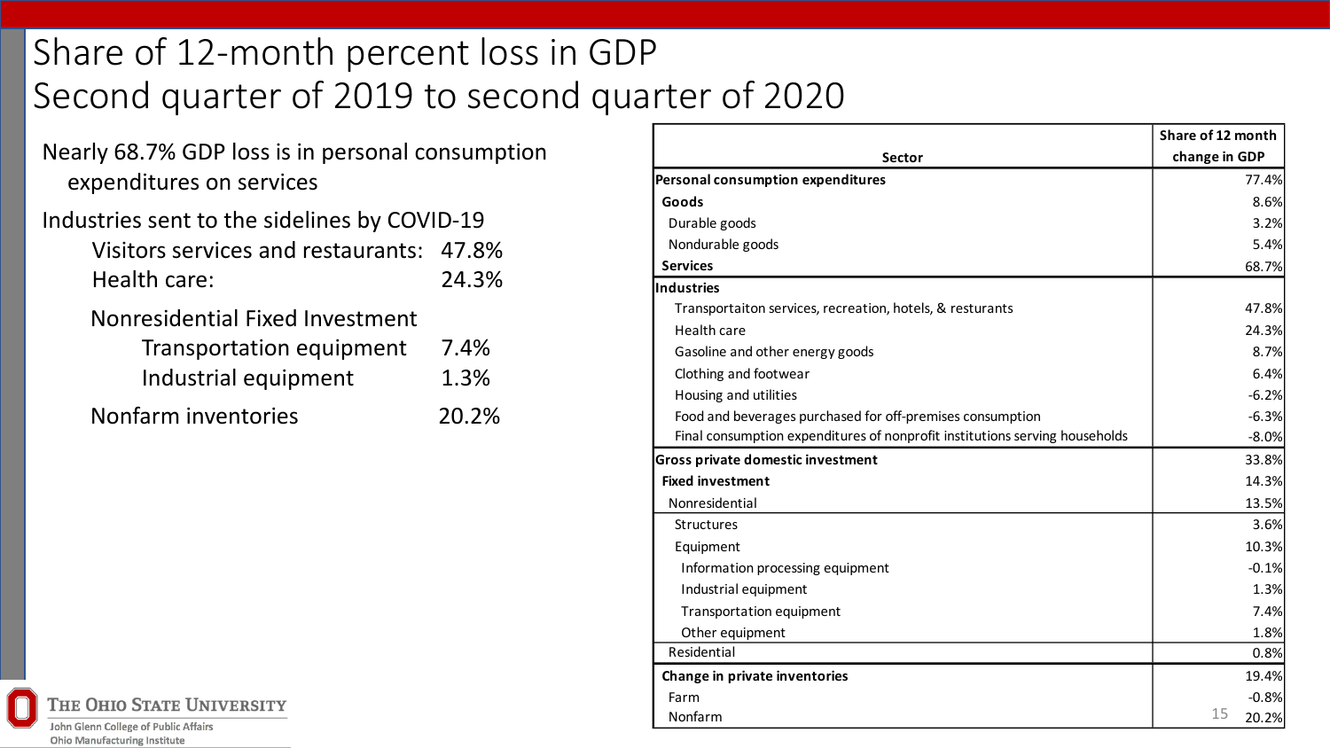# Share of 12-month percent loss in GDP
# Second quarter of 2019 to second quarter of 2020

Nearly 68.7% GDP loss is in personal consumption expenditures on services

Industries sent to the sidelines by COVID-19

- Visitors services and restaurants: 47.8%
- Health care: 24.3%

Nonresidential Fixed Investment

- Transportation equipment 7.4%
- Industrial equipment 1.3%

Nonfarm inventories 20.2%

| Sector | Share of 12 month change in GDP |
|---|---|
| **Personal consumption expenditures** | 77.4% |
| **Goods** | 8.6% |
| Durable goods | 3.2% |
| Nondurable goods | 5.4% |
| **Services** | 68.7% |
| **Industries** | |
| Transportaiton services, recreation, hotels, & resturants | 47.8% |
| Health care | 24.3% |
| Gasoline and other energy goods | 8.7% |
| Clothing and footwear | 6.4% |
| Housing and utilities | -6.2% |
| Food and beverages purchased for off-premises consumption | -6.3% |
| Final consumption expenditures of nonprofit institutions serving households | -8.0% |
| **Gross private domestic investment** | 33.8% |
| **Fixed investment** | 14.3% |
| Nonresidential | 13.5% |
| Structures | 3.6% |
| Equipment | 10.3% |
| Information processing equipment | -0.1% |
| Industrial equipment | 1.3% |
| Transportation equipment | 7.4% |
| Other equipment | 1.8% |
| Residential | 0.8% |
| **Change in private inventories** | 19.4% |
| Farm | -0.8% |
| Nonfarm | 20.2% |

The Ohio State University
John Glenn College of Public Affairs
Ohio Manufacturing Institute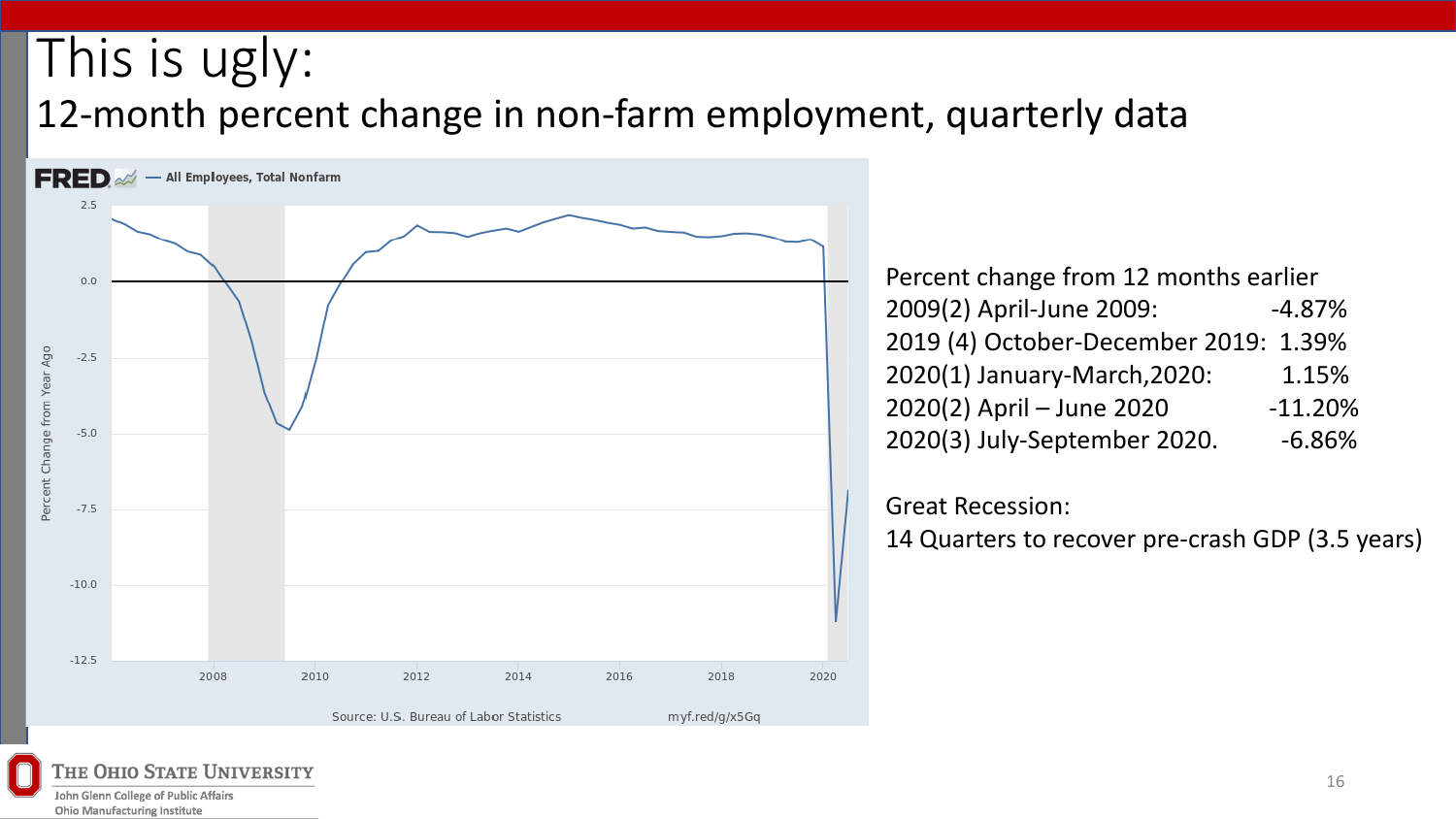# This is ugly:

## 12-month percent change in non-farm employment, quarterly data

Percent change from 12 months earlier

| | |
|---|---|
| 2009(2) April-June 2009: | -4.87% |
| 2019 (4) October-December 2019: | 1.39% |
| 2020(1) January-March,2020: | 1.15% |
| 2020(2) April – June 2020 | -11.20% |
| 2020(3) July-September 2020. | -6.86% |

Great Recession:

14 Quarters to recover pre-crash GDP (3.5 years)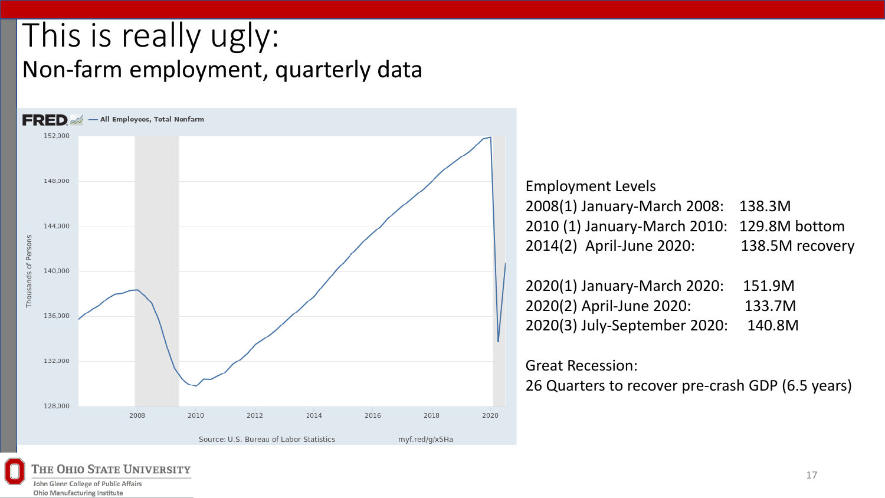# This is really ugly:

## Non-farm employment, quarterly data

Employment Levels

2008(1) January-March 2008: 138.3M

2010 (1) January-March 2010: 129.8M bottom

2014(2) April-June 2020: 138.5M recovery

2020(1) January-March 2020: 151.9M

2020(2) April-June 2020: 133.7M

2020(3) July-September 2020: 140.8M

Great Recession:

26 Quarters to recover pre-crash GDP (6.5 years)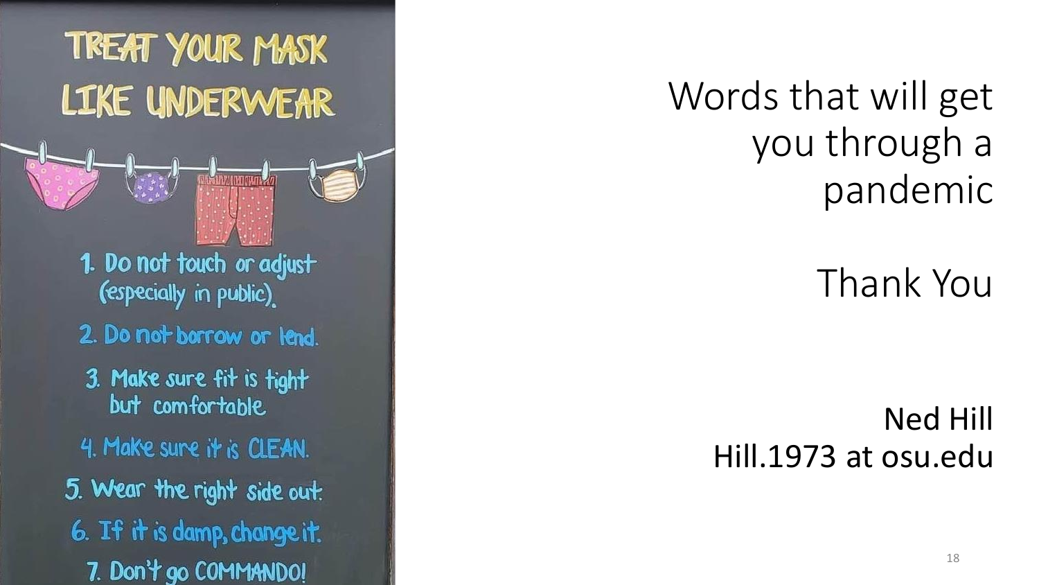TREAT YOUR MASK LIKE UNDERWEAR

1. Do not touch or adjust (especially in public).
2. Do not borrow or lend.
3. Make sure fit is tight but comfortable
4. Make sure it is CLEAN.
5. Wear the right side out.
6. If it is damp, change it.
7. Don't go COMMANDO!

Words that will get you through a pandemic

Thank You

Ned Hill
Hill.1973 at osu.edu